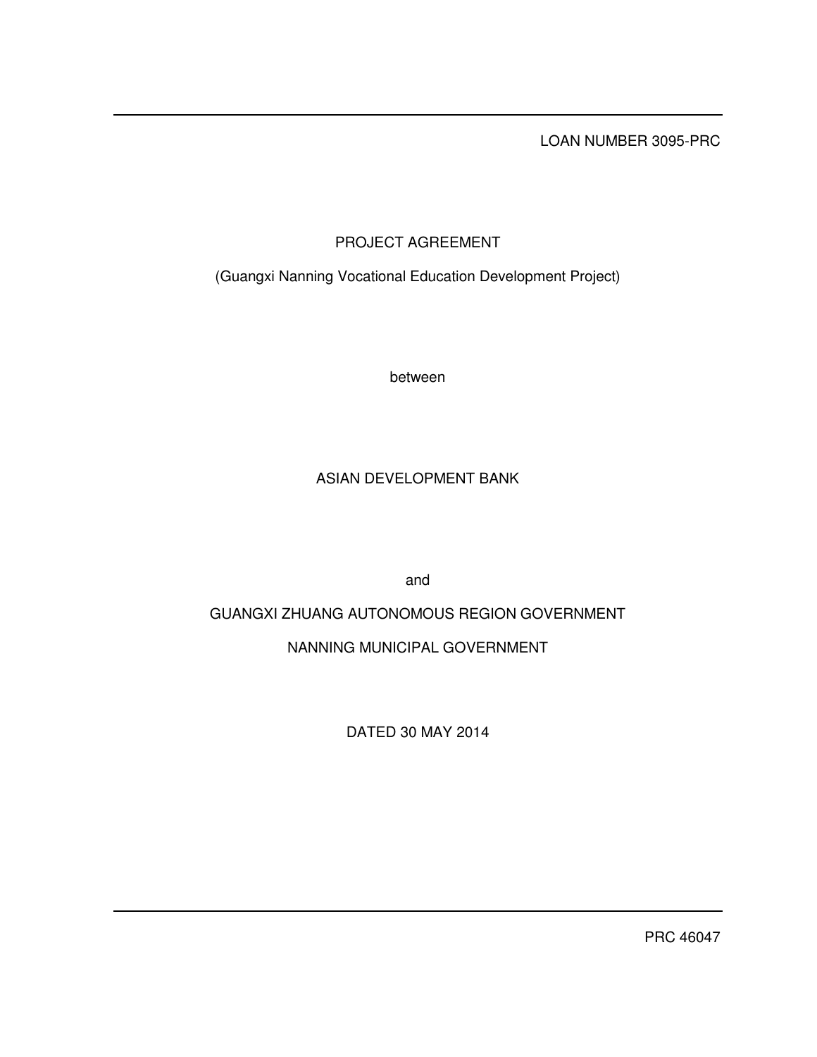LOAN NUMBER 3095-PRC

# PROJECT AGREEMENT

(Guangxi Nanning Vocational Education Development Project)

between

ASIAN DEVELOPMENT BANK

and

GUANGXI ZHUANG AUTONOMOUS REGION GOVERNMENT

NANNING MUNICIPAL GOVERNMENT

DATED 30 MAY 2014

PRC 46047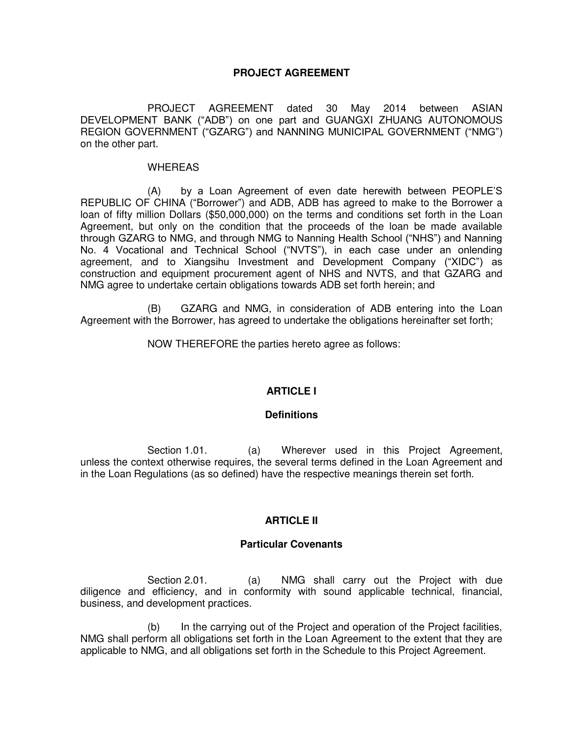# PROJECT AGREEMENT

PROJECT AGREEMENT dated 30 May 2014 between ASIAN DEVELOPMENT BANK ("ADB") on one part and GUANGXI ZHUANG AUTONOMOUS REGION GOVERNMENT ("GZARG") and NANNING MUNICIPAL GOVERNMENT ("NMG") on the other part.

WHEREAS

(A) by a Loan Agreement of even date herewith between PEOPLE'S REPUBLIC OF CHINA ("Borrower") and ADB, ADB has agreed to make to the Borrower a loan of fifty million Dollars ($50,000,000) on the terms and conditions set forth in the Loan Agreement, but only on the condition that the proceeds of the loan be made available through GZARG to NMG, and through NMG to Nanning Health School ("NHS") and Nanning No. 4 Vocational and Technical School ("NVTS"), in each case under an onlending agreement, and to Xiangsihu Investment and Development Company ("XIDC") as construction and equipment procurement agent of NHS and NVTS, and that GZARG and NMG agree to undertake certain obligations towards ADB set forth herein; and

(B) GZARG and NMG, in consideration of ADB entering into the Loan Agreement with the Borrower, has agreed to undertake the obligations hereinafter set forth;

NOW THEREFORE the parties hereto agree as follows:

## ARTICLE I

### Definitions

Section 1.01. (a) Wherever used in this Project Agreement, unless the context otherwise requires, the several terms defined in the Loan Agreement and in the Loan Regulations (as so defined) have the respective meanings therein set forth.

## ARTICLE II

### Particular Covenants

Section 2.01. (a) NMG shall carry out the Project with due diligence and efficiency, and in conformity with sound applicable technical, financial, business, and development practices.

(b) In the carrying out of the Project and operation of the Project facilities, NMG shall perform all obligations set forth in the Loan Agreement to the extent that they are applicable to NMG, and all obligations set forth in the Schedule to this Project Agreement.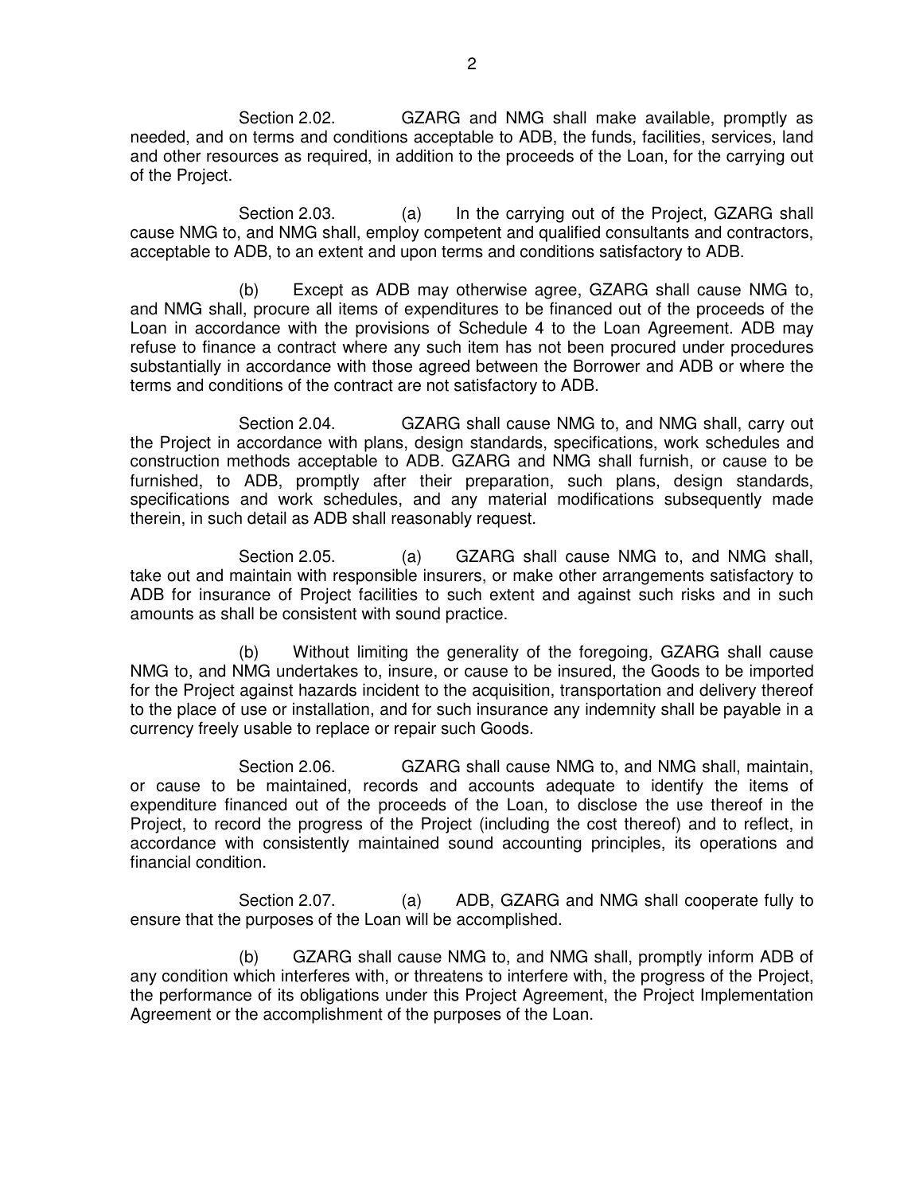Section 2.02. GZARG and NMG shall make available, promptly as needed, and on terms and conditions acceptable to ADB, the funds, facilities, services, land and other resources as required, in addition to the proceeds of the Loan, for the carrying out of the Project.

Section 2.03. (a) In the carrying out of the Project, GZARG shall cause NMG to, and NMG shall, employ competent and qualified consultants and contractors, acceptable to ADB, to an extent and upon terms and conditions satisfactory to ADB.

(b) Except as ADB may otherwise agree, GZARG shall cause NMG to, and NMG shall, procure all items of expenditures to be financed out of the proceeds of the Loan in accordance with the provisions of Schedule 4 to the Loan Agreement. ADB may refuse to finance a contract where any such item has not been procured under procedures substantially in accordance with those agreed between the Borrower and ADB or where the terms and conditions of the contract are not satisfactory to ADB.

Section 2.04. GZARG shall cause NMG to, and NMG shall, carry out the Project in accordance with plans, design standards, specifications, work schedules and construction methods acceptable to ADB. GZARG and NMG shall furnish, or cause to be furnished, to ADB, promptly after their preparation, such plans, design standards, specifications and work schedules, and any material modifications subsequently made therein, in such detail as ADB shall reasonably request.

Section 2.05. (a) GZARG shall cause NMG to, and NMG shall, take out and maintain with responsible insurers, or make other arrangements satisfactory to ADB for insurance of Project facilities to such extent and against such risks and in such amounts as shall be consistent with sound practice.

(b) Without limiting the generality of the foregoing, GZARG shall cause NMG to, and NMG undertakes to, insure, or cause to be insured, the Goods to be imported for the Project against hazards incident to the acquisition, transportation and delivery thereof to the place of use or installation, and for such insurance any indemnity shall be payable in a currency freely usable to replace or repair such Goods.

Section 2.06. GZARG shall cause NMG to, and NMG shall, maintain, or cause to be maintained, records and accounts adequate to identify the items of expenditure financed out of the proceeds of the Loan, to disclose the use thereof in the Project, to record the progress of the Project (including the cost thereof) and to reflect, in accordance with consistently maintained sound accounting principles, its operations and financial condition.

Section 2.07. (a) ADB, GZARG and NMG shall cooperate fully to ensure that the purposes of the Loan will be accomplished.

(b) GZARG shall cause NMG to, and NMG shall, promptly inform ADB of any condition which interferes with, or threatens to interfere with, the progress of the Project, the performance of its obligations under this Project Agreement, the Project Implementation Agreement or the accomplishment of the purposes of the Loan.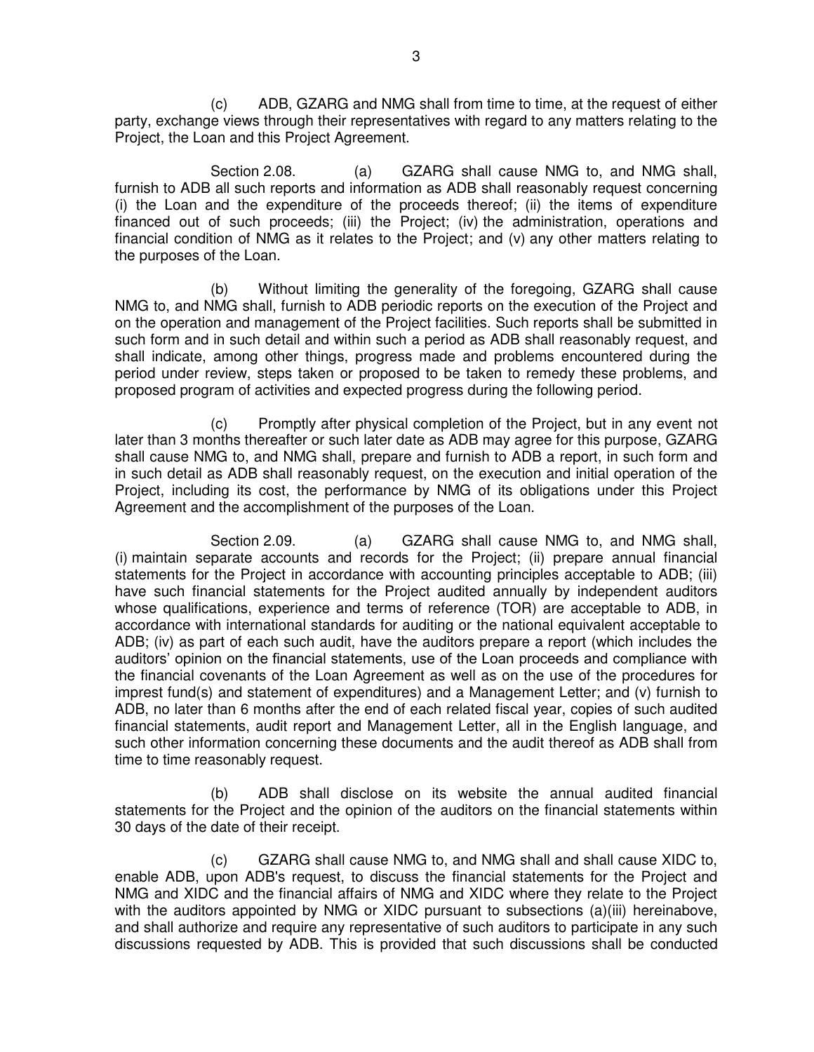(c) ADB, GZARG and NMG shall from time to time, at the request of either party, exchange views through their representatives with regard to any matters relating to the Project, the Loan and this Project Agreement.

Section 2.08. (a) GZARG shall cause NMG to, and NMG shall, furnish to ADB all such reports and information as ADB shall reasonably request concerning (i) the Loan and the expenditure of the proceeds thereof; (ii) the items of expenditure financed out of such proceeds; (iii) the Project; (iv) the administration, operations and financial condition of NMG as it relates to the Project; and (v) any other matters relating to the purposes of the Loan.

(b) Without limiting the generality of the foregoing, GZARG shall cause NMG to, and NMG shall, furnish to ADB periodic reports on the execution of the Project and on the operation and management of the Project facilities. Such reports shall be submitted in such form and in such detail and within such a period as ADB shall reasonably request, and shall indicate, among other things, progress made and problems encountered during the period under review, steps taken or proposed to be taken to remedy these problems, and proposed program of activities and expected progress during the following period.

(c) Promptly after physical completion of the Project, but in any event not later than 3 months thereafter or such later date as ADB may agree for this purpose, GZARG shall cause NMG to, and NMG shall, prepare and furnish to ADB a report, in such form and in such detail as ADB shall reasonably request, on the execution and initial operation of the Project, including its cost, the performance by NMG of its obligations under this Project Agreement and the accomplishment of the purposes of the Loan.

Section 2.09. (a) GZARG shall cause NMG to, and NMG shall, (i) maintain separate accounts and records for the Project; (ii) prepare annual financial statements for the Project in accordance with accounting principles acceptable to ADB; (iii) have such financial statements for the Project audited annually by independent auditors whose qualifications, experience and terms of reference (TOR) are acceptable to ADB, in accordance with international standards for auditing or the national equivalent acceptable to ADB; (iv) as part of each such audit, have the auditors prepare a report (which includes the auditors' opinion on the financial statements, use of the Loan proceeds and compliance with the financial covenants of the Loan Agreement as well as on the use of the procedures for imprest fund(s) and statement of expenditures) and a Management Letter; and (v) furnish to ADB, no later than 6 months after the end of each related fiscal year, copies of such audited financial statements, audit report and Management Letter, all in the English language, and such other information concerning these documents and the audit thereof as ADB shall from time to time reasonably request.

(b) ADB shall disclose on its website the annual audited financial statements for the Project and the opinion of the auditors on the financial statements within 30 days of the date of their receipt.

(c) GZARG shall cause NMG to, and NMG shall and shall cause XIDC to, enable ADB, upon ADB's request, to discuss the financial statements for the Project and NMG and XIDC and the financial affairs of NMG and XIDC where they relate to the Project with the auditors appointed by NMG or XIDC pursuant to subsections (a)(iii) hereinabove, and shall authorize and require any representative of such auditors to participate in any such discussions requested by ADB. This is provided that such discussions shall be conducted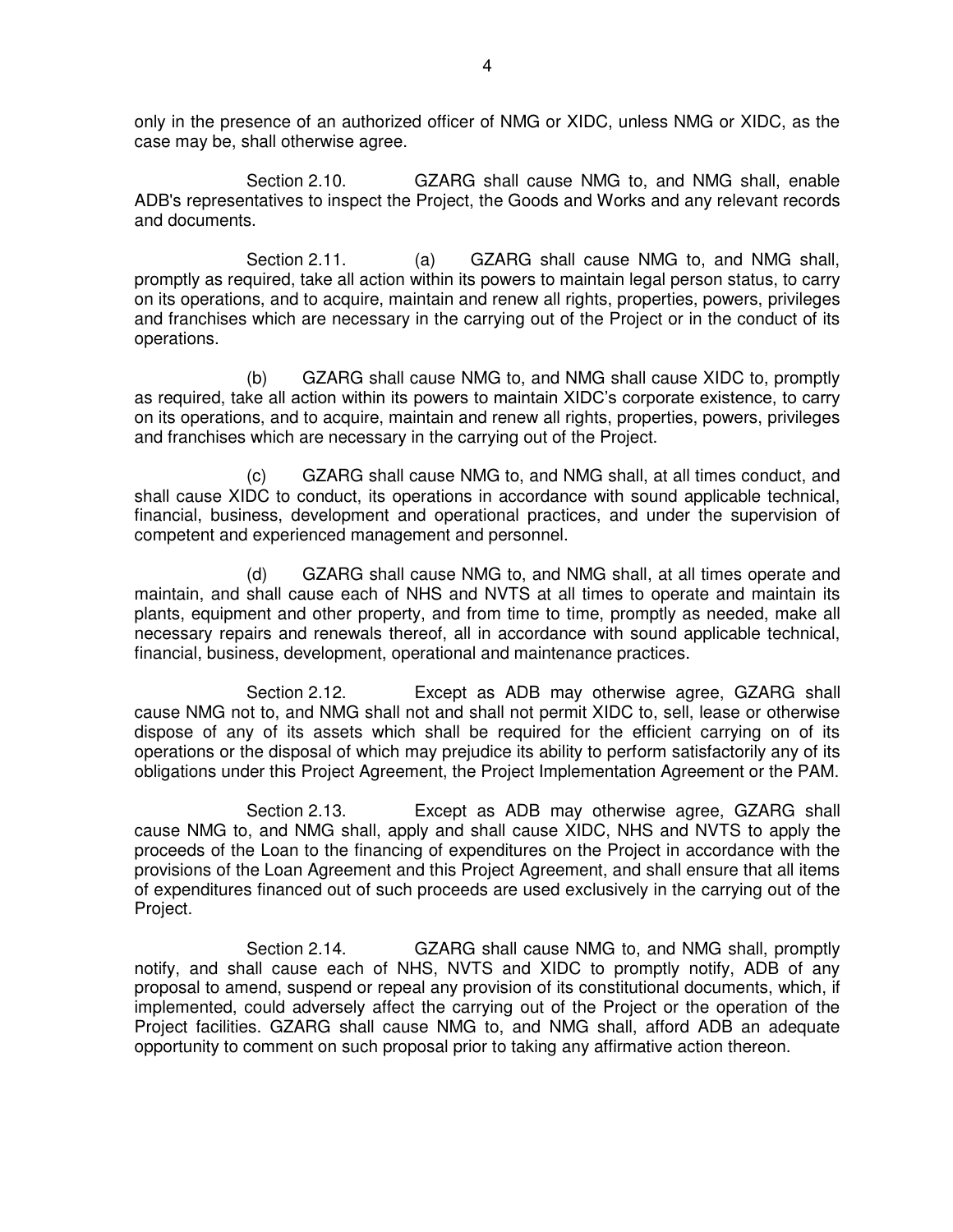only in the presence of an authorized officer of NMG or XIDC, unless NMG or XIDC, as the case may be, shall otherwise agree.

Section 2.10. GZARG shall cause NMG to, and NMG shall, enable ADB's representatives to inspect the Project, the Goods and Works and any relevant records and documents.

Section 2.11. (a) GZARG shall cause NMG to, and NMG shall, promptly as required, take all action within its powers to maintain legal person status, to carry on its operations, and to acquire, maintain and renew all rights, properties, powers, privileges and franchises which are necessary in the carrying out of the Project or in the conduct of its operations.

(b) GZARG shall cause NMG to, and NMG shall cause XIDC to, promptly as required, take all action within its powers to maintain XIDC's corporate existence, to carry on its operations, and to acquire, maintain and renew all rights, properties, powers, privileges and franchises which are necessary in the carrying out of the Project.

(c) GZARG shall cause NMG to, and NMG shall, at all times conduct, and shall cause XIDC to conduct, its operations in accordance with sound applicable technical, financial, business, development and operational practices, and under the supervision of competent and experienced management and personnel.

(d) GZARG shall cause NMG to, and NMG shall, at all times operate and maintain, and shall cause each of NHS and NVTS at all times to operate and maintain its plants, equipment and other property, and from time to time, promptly as needed, make all necessary repairs and renewals thereof, all in accordance with sound applicable technical, financial, business, development, operational and maintenance practices.

Section 2.12. Except as ADB may otherwise agree, GZARG shall cause NMG not to, and NMG shall not and shall not permit XIDC to, sell, lease or otherwise dispose of any of its assets which shall be required for the efficient carrying on of its operations or the disposal of which may prejudice its ability to perform satisfactorily any of its obligations under this Project Agreement, the Project Implementation Agreement or the PAM.

Section 2.13. Except as ADB may otherwise agree, GZARG shall cause NMG to, and NMG shall, apply and shall cause XIDC, NHS and NVTS to apply the proceeds of the Loan to the financing of expenditures on the Project in accordance with the provisions of the Loan Agreement and this Project Agreement, and shall ensure that all items of expenditures financed out of such proceeds are used exclusively in the carrying out of the Project.

Section 2.14. GZARG shall cause NMG to, and NMG shall, promptly notify, and shall cause each of NHS, NVTS and XIDC to promptly notify, ADB of any proposal to amend, suspend or repeal any provision of its constitutional documents, which, if implemented, could adversely affect the carrying out of the Project or the operation of the Project facilities. GZARG shall cause NMG to, and NMG shall, afford ADB an adequate opportunity to comment on such proposal prior to taking any affirmative action thereon.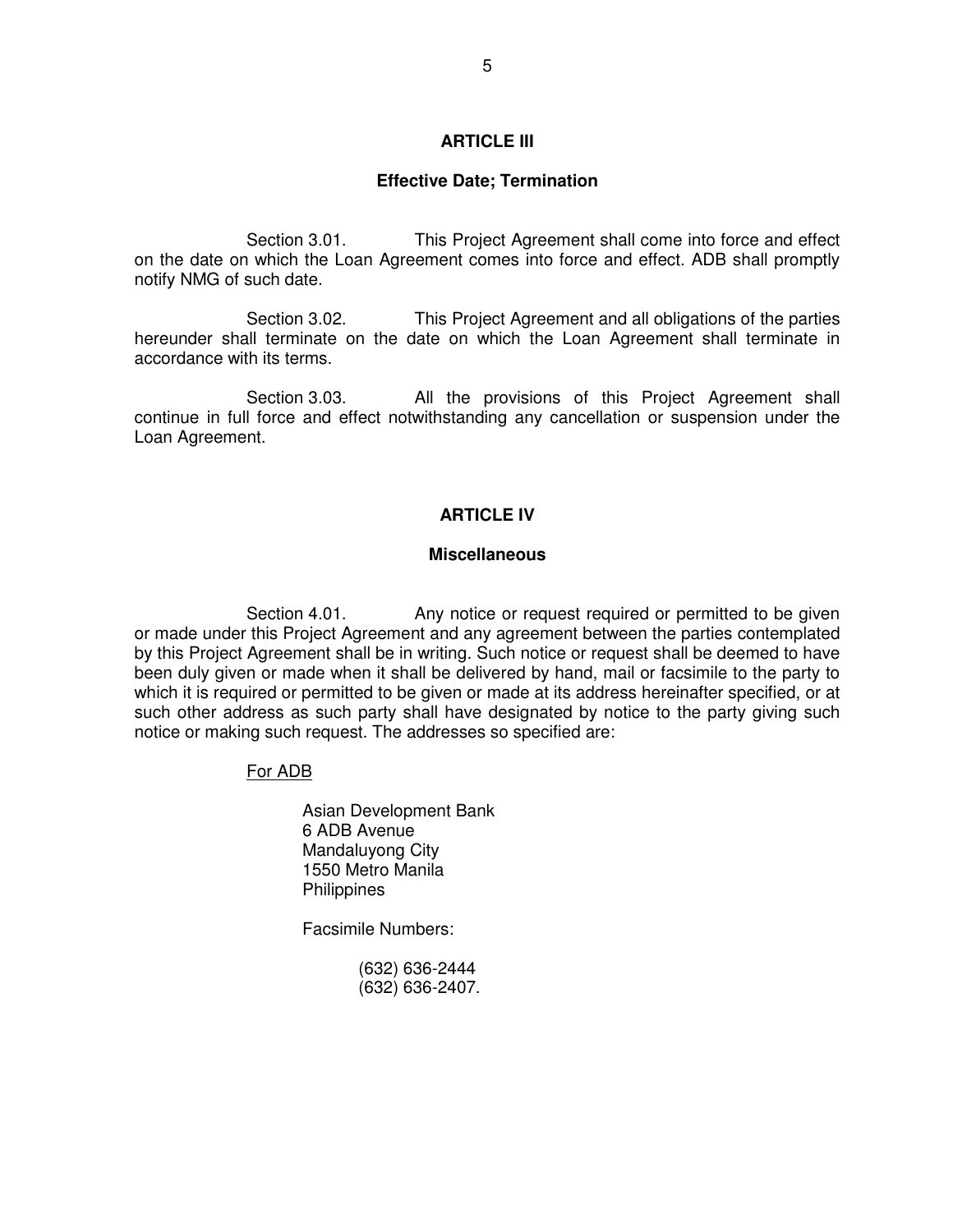## ARTICLE III

### Effective Date; Termination

Section 3.01. This Project Agreement shall come into force and effect on the date on which the Loan Agreement comes into force and effect. ADB shall promptly notify NMG of such date.

Section 3.02. This Project Agreement and all obligations of the parties hereunder shall terminate on the date on which the Loan Agreement shall terminate in accordance with its terms.

Section 3.03. All the provisions of this Project Agreement shall continue in full force and effect notwithstanding any cancellation or suspension under the Loan Agreement.

## ARTICLE IV

### Miscellaneous

Section 4.01. Any notice or request required or permitted to be given or made under this Project Agreement and any agreement between the parties contemplated by this Project Agreement shall be in writing. Such notice or request shall be deemed to have been duly given or made when it shall be delivered by hand, mail or facsimile to the party to which it is required or permitted to be given or made at its address hereinafter specified, or at such other address as such party shall have designated by notice to the party giving such notice or making such request. The addresses so specified are:

For ADB

Asian Development Bank
6 ADB Avenue
Mandaluyong City
1550 Metro Manila
Philippines

Facsimile Numbers:

(632) 636-2444
(632) 636-2407.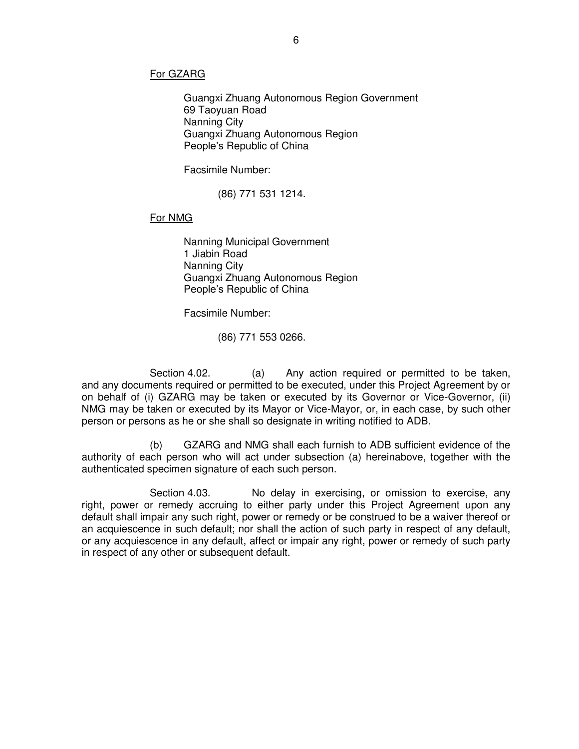For GZARG

Guangxi Zhuang Autonomous Region Government
69 Taoyuan Road
Nanning City
Guangxi Zhuang Autonomous Region
People's Republic of China

Facsimile Number:

(86) 771 531 1214.

For NMG

Nanning Municipal Government
1 Jiabin Road
Nanning City
Guangxi Zhuang Autonomous Region
People's Republic of China

Facsimile Number:

(86) 771 553 0266.

Section 4.02. (a) Any action required or permitted to be taken, and any documents required or permitted to be executed, under this Project Agreement by or on behalf of (i) GZARG may be taken or executed by its Governor or Vice-Governor, (ii) NMG may be taken or executed by its Mayor or Vice-Mayor, or, in each case, by such other person or persons as he or she shall so designate in writing notified to ADB.

(b) GZARG and NMG shall each furnish to ADB sufficient evidence of the authority of each person who will act under subsection (a) hereinabove, together with the authenticated specimen signature of each such person.

Section 4.03. No delay in exercising, or omission to exercise, any right, power or remedy accruing to either party under this Project Agreement upon any default shall impair any such right, power or remedy or be construed to be a waiver thereof or an acquiescence in such default; nor shall the action of such party in respect of any default, or any acquiescence in any default, affect or impair any right, power or remedy of such party in respect of any other or subsequent default.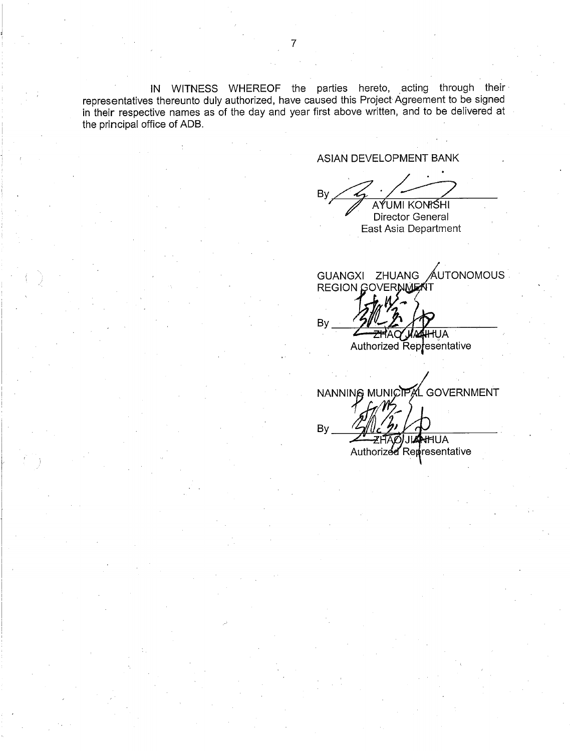IN WITNESS WHEREOF the parties hereto, acting through their representatives thereunto duly authorized, have caused this Project Agreement to be signed in their respective names as of the day and year first above written, and to be delivered at the principal office of ADB.

ASIAN DEVELOPMENT BANK

By \_\_\_\_\_\_\_\_\_\_\_\_\_\_\_\_\_\_\_\_\_\_\_\_
AYUMI KONISHI
Director General
East Asia Department

GUANGXI ZHUANG AUTONOMOUS REGION GOVERNMENT

By \_\_\_\_\_\_\_\_\_\_\_\_\_\_\_\_\_\_\_\_\_\_\_\_
ZHAO JIANHUA
Authorized Representative

NANNING MUNICIPAL GOVERNMENT

By \_\_\_\_\_\_\_\_\_\_\_\_\_\_\_\_\_\_\_\_\_\_\_\_
ZHAO JIANHUA
Authorized Representative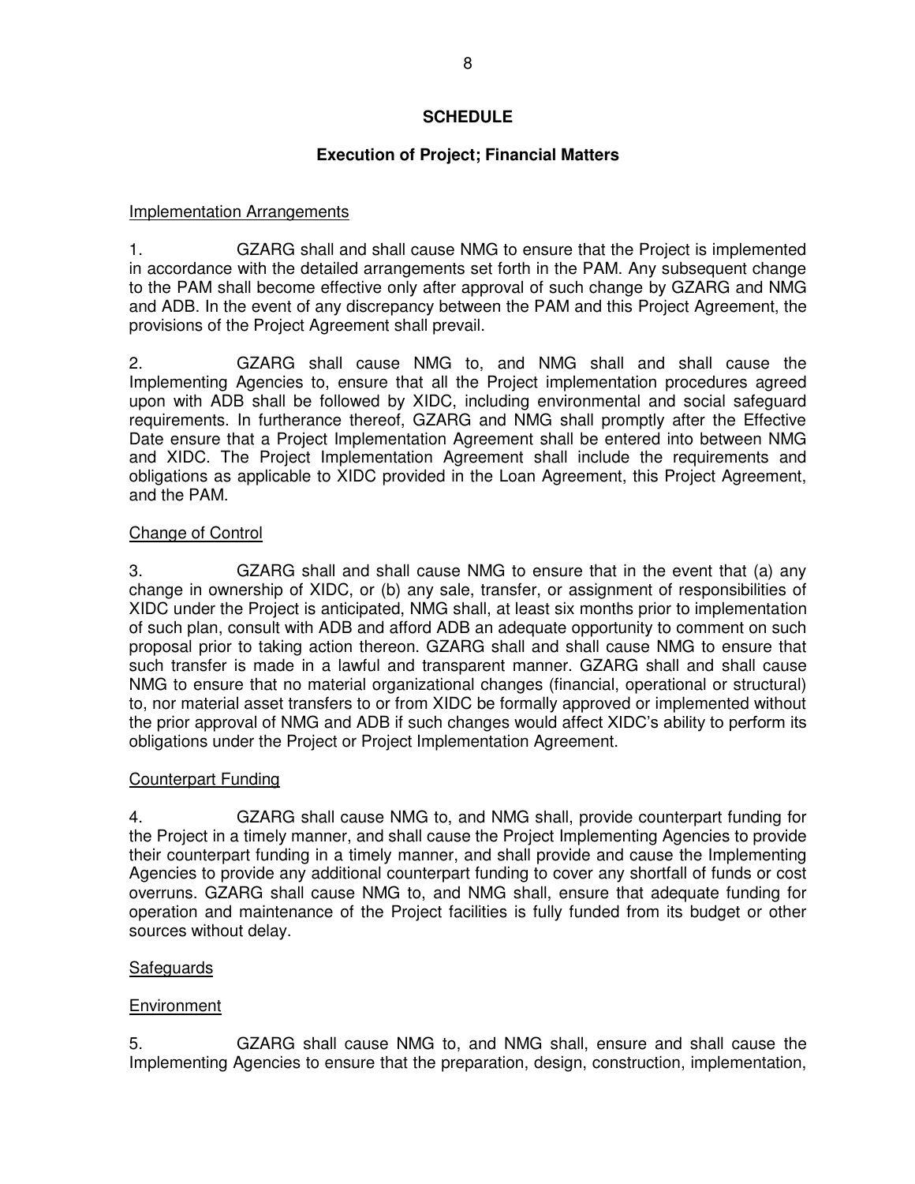## SCHEDULE

### Execution of Project; Financial Matters

Implementation Arrangements

1. GZARG shall and shall cause NMG to ensure that the Project is implemented in accordance with the detailed arrangements set forth in the PAM. Any subsequent change to the PAM shall become effective only after approval of such change by GZARG and NMG and ADB. In the event of any discrepancy between the PAM and this Project Agreement, the provisions of the Project Agreement shall prevail.

2. GZARG shall cause NMG to, and NMG shall and shall cause the Implementing Agencies to, ensure that all the Project implementation procedures agreed upon with ADB shall be followed by XIDC, including environmental and social safeguard requirements. In furtherance thereof, GZARG and NMG shall promptly after the Effective Date ensure that a Project Implementation Agreement shall be entered into between NMG and XIDC. The Project Implementation Agreement shall include the requirements and obligations as applicable to XIDC provided in the Loan Agreement, this Project Agreement, and the PAM.

Change of Control

3. GZARG shall and shall cause NMG to ensure that in the event that (a) any change in ownership of XIDC, or (b) any sale, transfer, or assignment of responsibilities of XIDC under the Project is anticipated, NMG shall, at least six months prior to implementation of such plan, consult with ADB and afford ADB an adequate opportunity to comment on such proposal prior to taking action thereon. GZARG shall and shall cause NMG to ensure that such transfer is made in a lawful and transparent manner. GZARG shall and shall cause NMG to ensure that no material organizational changes (financial, operational or structural) to, nor material asset transfers to or from XIDC be formally approved or implemented without the prior approval of NMG and ADB if such changes would affect XIDC's ability to perform its obligations under the Project or Project Implementation Agreement.

Counterpart Funding

4. GZARG shall cause NMG to, and NMG shall, provide counterpart funding for the Project in a timely manner, and shall cause the Project Implementing Agencies to provide their counterpart funding in a timely manner, and shall provide and cause the Implementing Agencies to provide any additional counterpart funding to cover any shortfall of funds or cost overruns. GZARG shall cause NMG to, and NMG shall, ensure that adequate funding for operation and maintenance of the Project facilities is fully funded from its budget or other sources without delay.

Safeguards

Environment

5. GZARG shall cause NMG to, and NMG shall, ensure and shall cause the Implementing Agencies to ensure that the preparation, design, construction, implementation,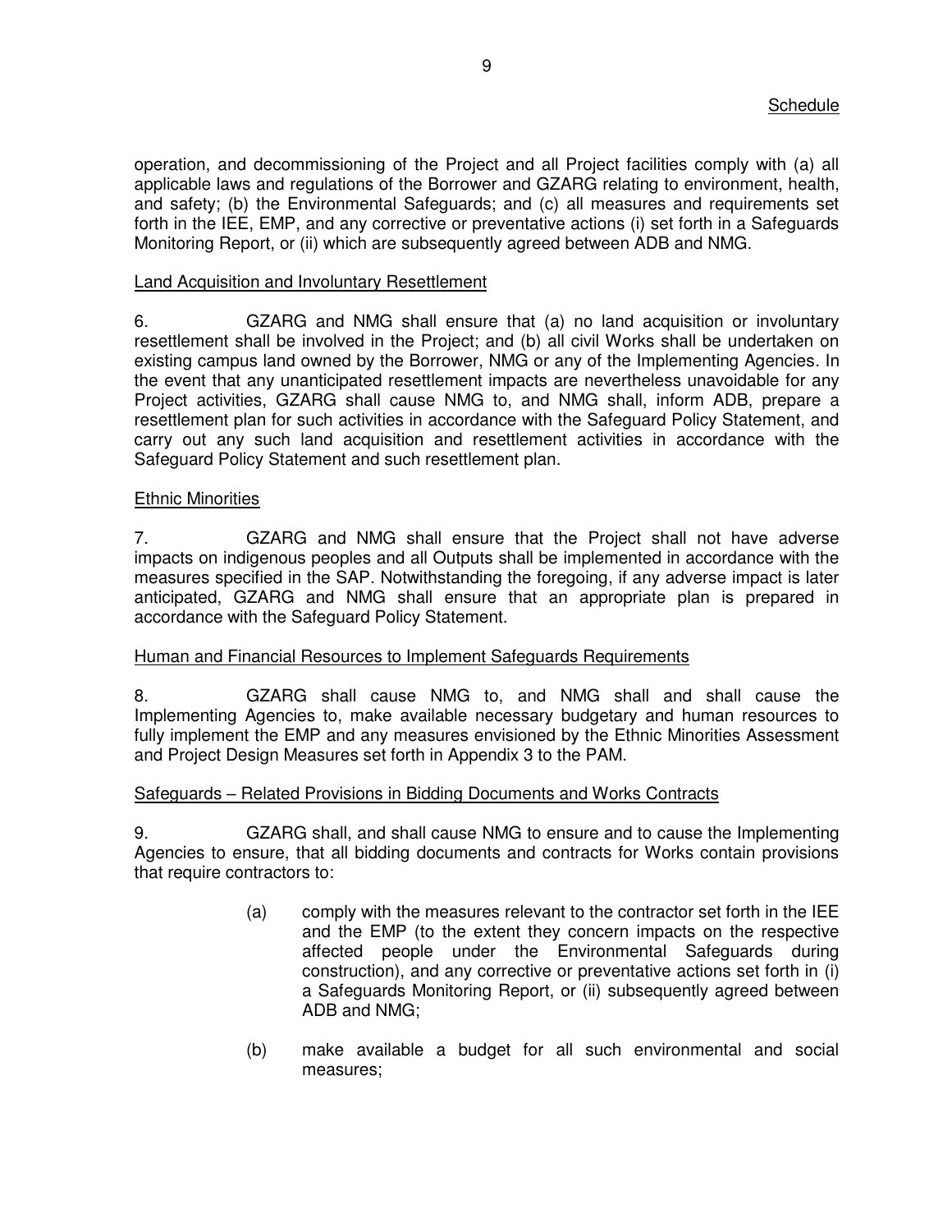operation, and decommissioning of the Project and all Project facilities comply with (a) all applicable laws and regulations of the Borrower and GZARG relating to environment, health, and safety; (b) the Environmental Safeguards; and (c) all measures and requirements set forth in the IEE, EMP, and any corrective or preventative actions (i) set forth in a Safeguards Monitoring Report, or (ii) which are subsequently agreed between ADB and NMG.

Land Acquisition and Involuntary Resettlement

6. GZARG and NMG shall ensure that (a) no land acquisition or involuntary resettlement shall be involved in the Project; and (b) all civil Works shall be undertaken on existing campus land owned by the Borrower, NMG or any of the Implementing Agencies. In the event that any unanticipated resettlement impacts are nevertheless unavoidable for any Project activities, GZARG shall cause NMG to, and NMG shall, inform ADB, prepare a resettlement plan for such activities in accordance with the Safeguard Policy Statement, and carry out any such land acquisition and resettlement activities in accordance with the Safeguard Policy Statement and such resettlement plan.

Ethnic Minorities

7. GZARG and NMG shall ensure that the Project shall not have adverse impacts on indigenous peoples and all Outputs shall be implemented in accordance with the measures specified in the SAP. Notwithstanding the foregoing, if any adverse impact is later anticipated, GZARG and NMG shall ensure that an appropriate plan is prepared in accordance with the Safeguard Policy Statement.

Human and Financial Resources to Implement Safeguards Requirements

8. GZARG shall cause NMG to, and NMG shall and shall cause the Implementing Agencies to, make available necessary budgetary and human resources to fully implement the EMP and any measures envisioned by the Ethnic Minorities Assessment and Project Design Measures set forth in Appendix 3 to the PAM.

Safeguards – Related Provisions in Bidding Documents and Works Contracts

9. GZARG shall, and shall cause NMG to ensure and to cause the Implementing Agencies to ensure, that all bidding documents and contracts for Works contain provisions that require contractors to:

(a) comply with the measures relevant to the contractor set forth in the IEE and the EMP (to the extent they concern impacts on the respective affected people under the Environmental Safeguards during construction), and any corrective or preventative actions set forth in (i) a Safeguards Monitoring Report, or (ii) subsequently agreed between ADB and NMG;

(b) make available a budget for all such environmental and social measures;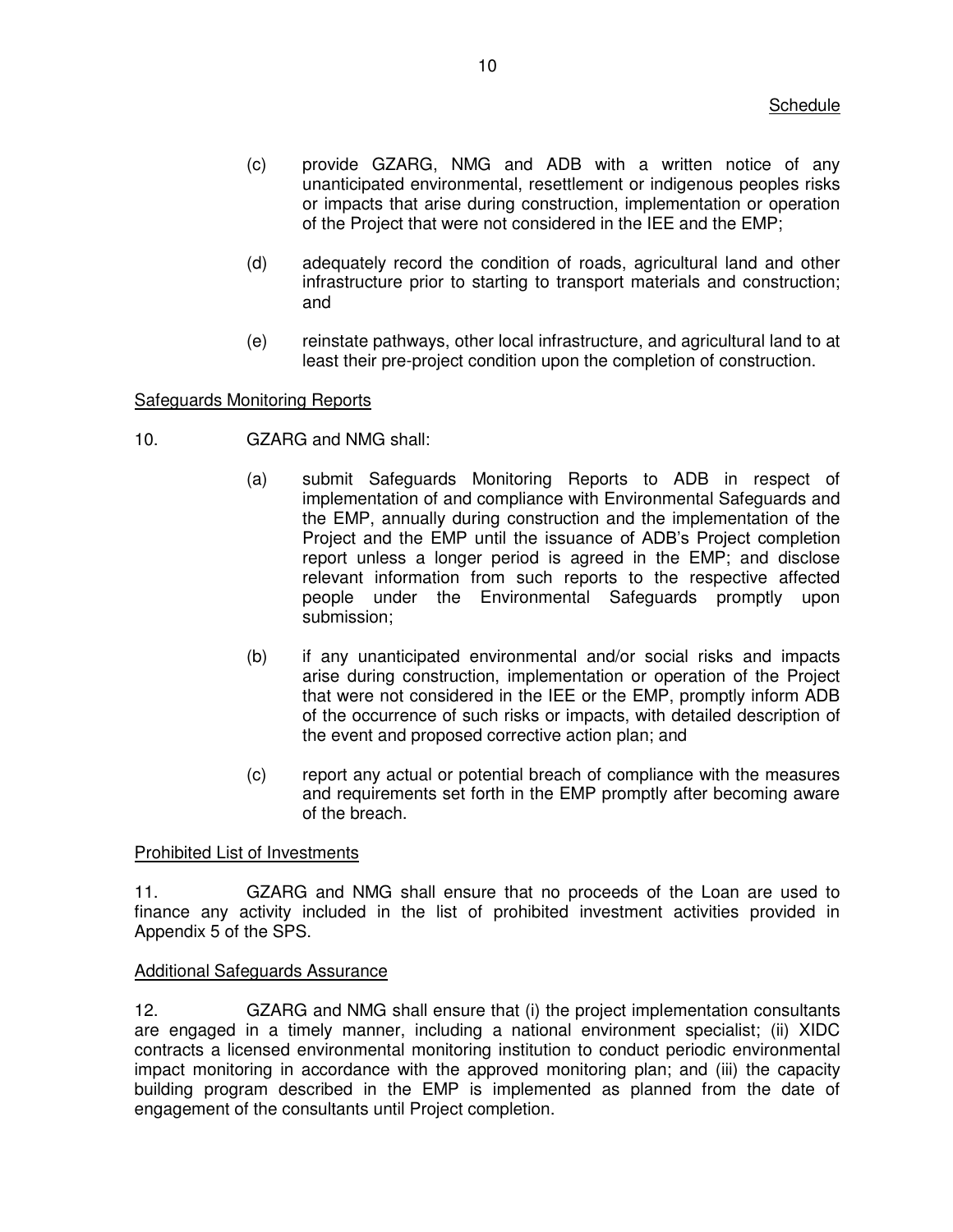(c) provide GZARG, NMG and ADB with a written notice of any unanticipated environmental, resettlement or indigenous peoples risks or impacts that arise during construction, implementation or operation of the Project that were not considered in the IEE and the EMP;

(d) adequately record the condition of roads, agricultural land and other infrastructure prior to starting to transport materials and construction; and

(e) reinstate pathways, other local infrastructure, and agricultural land to at least their pre-project condition upon the completion of construction.

Safeguards Monitoring Reports

10. GZARG and NMG shall:

(a) submit Safeguards Monitoring Reports to ADB in respect of implementation of and compliance with Environmental Safeguards and the EMP, annually during construction and the implementation of the Project and the EMP until the issuance of ADB's Project completion report unless a longer period is agreed in the EMP; and disclose relevant information from such reports to the respective affected people under the Environmental Safeguards promptly upon submission;

(b) if any unanticipated environmental and/or social risks and impacts arise during construction, implementation or operation of the Project that were not considered in the IEE or the EMP, promptly inform ADB of the occurrence of such risks or impacts, with detailed description of the event and proposed corrective action plan; and

(c) report any actual or potential breach of compliance with the measures and requirements set forth in the EMP promptly after becoming aware of the breach.

Prohibited List of Investments

11. GZARG and NMG shall ensure that no proceeds of the Loan are used to finance any activity included in the list of prohibited investment activities provided in Appendix 5 of the SPS.

Additional Safeguards Assurance

12. GZARG and NMG shall ensure that (i) the project implementation consultants are engaged in a timely manner, including a national environment specialist; (ii) XIDC contracts a licensed environmental monitoring institution to conduct periodic environmental impact monitoring in accordance with the approved monitoring plan; and (iii) the capacity building program described in the EMP is implemented as planned from the date of engagement of the consultants until Project completion.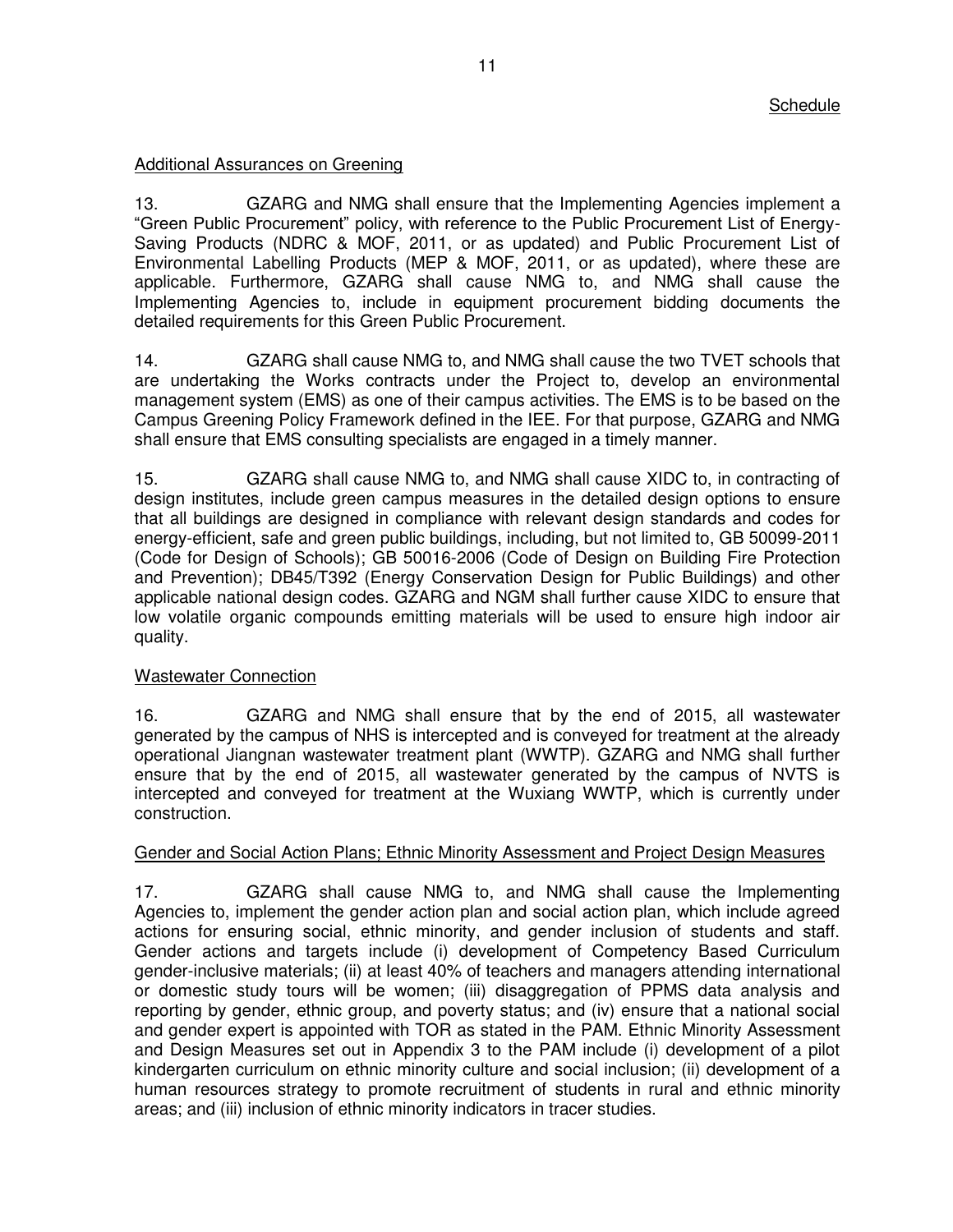Schedule

Additional Assurances on Greening

13. GZARG and NMG shall ensure that the Implementing Agencies implement a "Green Public Procurement" policy, with reference to the Public Procurement List of Energy-Saving Products (NDRC & MOF, 2011, or as updated) and Public Procurement List of Environmental Labelling Products (MEP & MOF, 2011, or as updated), where these are applicable. Furthermore, GZARG shall cause NMG to, and NMG shall cause the Implementing Agencies to, include in equipment procurement bidding documents the detailed requirements for this Green Public Procurement.

14. GZARG shall cause NMG to, and NMG shall cause the two TVET schools that are undertaking the Works contracts under the Project to, develop an environmental management system (EMS) as one of their campus activities. The EMS is to be based on the Campus Greening Policy Framework defined in the IEE. For that purpose, GZARG and NMG shall ensure that EMS consulting specialists are engaged in a timely manner.

15. GZARG shall cause NMG to, and NMG shall cause XIDC to, in contracting of design institutes, include green campus measures in the detailed design options to ensure that all buildings are designed in compliance with relevant design standards and codes for energy-efficient, safe and green public buildings, including, but not limited to, GB 50099-2011 (Code for Design of Schools); GB 50016-2006 (Code of Design on Building Fire Protection and Prevention); DB45/T392 (Energy Conservation Design for Public Buildings) and other applicable national design codes. GZARG and NGM shall further cause XIDC to ensure that low volatile organic compounds emitting materials will be used to ensure high indoor air quality.

Wastewater Connection

16. GZARG and NMG shall ensure that by the end of 2015, all wastewater generated by the campus of NHS is intercepted and is conveyed for treatment at the already operational Jiangnan wastewater treatment plant (WWTP). GZARG and NMG shall further ensure that by the end of 2015, all wastewater generated by the campus of NVTS is intercepted and conveyed for treatment at the Wuxiang WWTP, which is currently under construction.

Gender and Social Action Plans; Ethnic Minority Assessment and Project Design Measures

17. GZARG shall cause NMG to, and NMG shall cause the Implementing Agencies to, implement the gender action plan and social action plan, which include agreed actions for ensuring social, ethnic minority, and gender inclusion of students and staff. Gender actions and targets include (i) development of Competency Based Curriculum gender-inclusive materials; (ii) at least 40% of teachers and managers attending international or domestic study tours will be women; (iii) disaggregation of PPMS data analysis and reporting by gender, ethnic group, and poverty status; and (iv) ensure that a national social and gender expert is appointed with TOR as stated in the PAM. Ethnic Minority Assessment and Design Measures set out in Appendix 3 to the PAM include (i) development of a pilot kindergarten curriculum on ethnic minority culture and social inclusion; (ii) development of a human resources strategy to promote recruitment of students in rural and ethnic minority areas; and (iii) inclusion of ethnic minority indicators in tracer studies.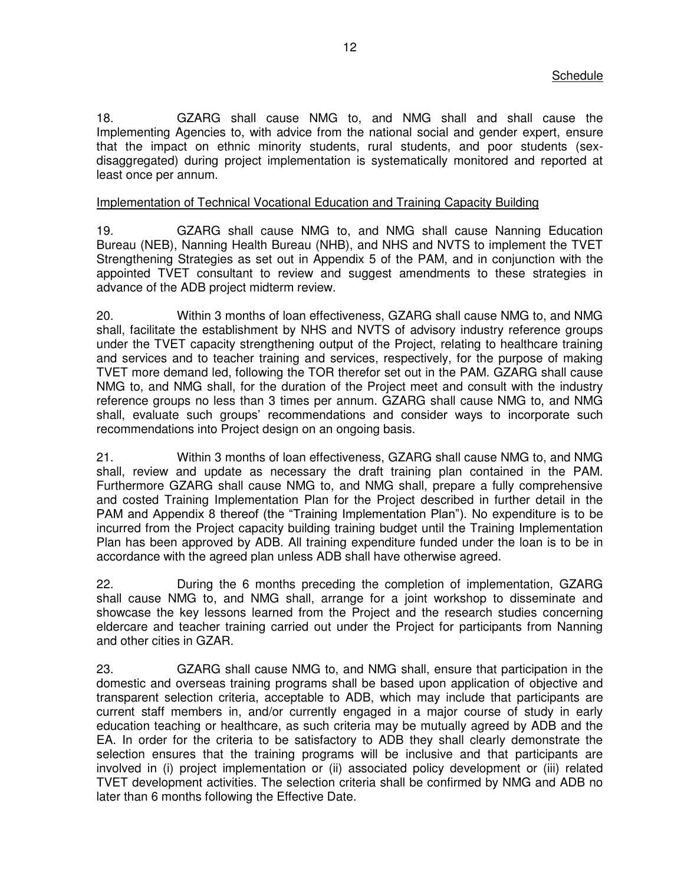Schedule

18. GZARG shall cause NMG to, and NMG shall and shall cause the Implementing Agencies to, with advice from the national social and gender expert, ensure that the impact on ethnic minority students, rural students, and poor students (sex-disaggregated) during project implementation is systematically monitored and reported at least once per annum.

Implementation of Technical Vocational Education and Training Capacity Building

19. GZARG shall cause NMG to, and NMG shall cause Nanning Education Bureau (NEB), Nanning Health Bureau (NHB), and NHS and NVTS to implement the TVET Strengthening Strategies as set out in Appendix 5 of the PAM, and in conjunction with the appointed TVET consultant to review and suggest amendments to these strategies in advance of the ADB project midterm review.

20. Within 3 months of loan effectiveness, GZARG shall cause NMG to, and NMG shall, facilitate the establishment by NHS and NVTS of advisory industry reference groups under the TVET capacity strengthening output of the Project, relating to healthcare training and services and to teacher training and services, respectively, for the purpose of making TVET more demand led, following the TOR therefor set out in the PAM. GZARG shall cause NMG to, and NMG shall, for the duration of the Project meet and consult with the industry reference groups no less than 3 times per annum. GZARG shall cause NMG to, and NMG shall, evaluate such groups' recommendations and consider ways to incorporate such recommendations into Project design on an ongoing basis.

21. Within 3 months of loan effectiveness, GZARG shall cause NMG to, and NMG shall, review and update as necessary the draft training plan contained in the PAM. Furthermore GZARG shall cause NMG to, and NMG shall, prepare a fully comprehensive and costed Training Implementation Plan for the Project described in further detail in the PAM and Appendix 8 thereof (the "Training Implementation Plan"). No expenditure is to be incurred from the Project capacity building training budget until the Training Implementation Plan has been approved by ADB. All training expenditure funded under the loan is to be in accordance with the agreed plan unless ADB shall have otherwise agreed.

22. During the 6 months preceding the completion of implementation, GZARG shall cause NMG to, and NMG shall, arrange for a joint workshop to disseminate and showcase the key lessons learned from the Project and the research studies concerning eldercare and teacher training carried out under the Project for participants from Nanning and other cities in GZAR.

23. GZARG shall cause NMG to, and NMG shall, ensure that participation in the domestic and overseas training programs shall be based upon application of objective and transparent selection criteria, acceptable to ADB, which may include that participants are current staff members in, and/or currently engaged in a major course of study in early education teaching or healthcare, as such criteria may be mutually agreed by ADB and the EA. In order for the criteria to be satisfactory to ADB they shall clearly demonstrate the selection ensures that the training programs will be inclusive and that participants are involved in (i) project implementation or (ii) associated policy development or (iii) related TVET development activities. The selection criteria shall be confirmed by NMG and ADB no later than 6 months following the Effective Date.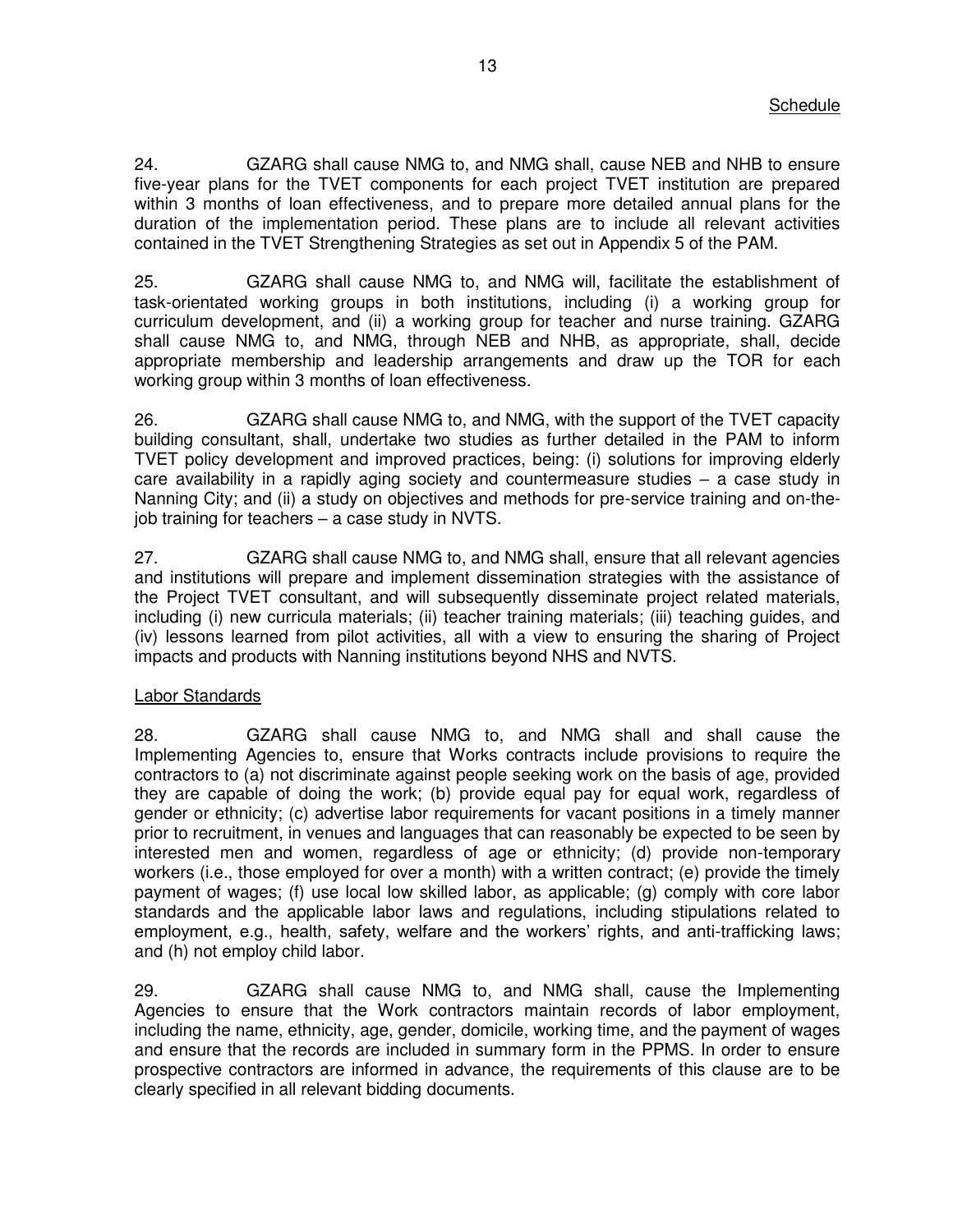24. GZARG shall cause NMG to, and NMG shall, cause NEB and NHB to ensure five-year plans for the TVET components for each project TVET institution are prepared within 3 months of loan effectiveness, and to prepare more detailed annual plans for the duration of the implementation period. These plans are to include all relevant activities contained in the TVET Strengthening Strategies as set out in Appendix 5 of the PAM.

25. GZARG shall cause NMG to, and NMG will, facilitate the establishment of task-orientated working groups in both institutions, including (i) a working group for curriculum development, and (ii) a working group for teacher and nurse training. GZARG shall cause NMG to, and NMG, through NEB and NHB, as appropriate, shall, decide appropriate membership and leadership arrangements and draw up the TOR for each working group within 3 months of loan effectiveness.

26. GZARG shall cause NMG to, and NMG, with the support of the TVET capacity building consultant, shall, undertake two studies as further detailed in the PAM to inform TVET policy development and improved practices, being: (i) solutions for improving elderly care availability in a rapidly aging society and countermeasure studies – a case study in Nanning City; and (ii) a study on objectives and methods for pre-service training and on-the-job training for teachers – a case study in NVTS.

27. GZARG shall cause NMG to, and NMG shall, ensure that all relevant agencies and institutions will prepare and implement dissemination strategies with the assistance of the Project TVET consultant, and will subsequently disseminate project related materials, including (i) new curricula materials; (ii) teacher training materials; (iii) teaching guides, and (iv) lessons learned from pilot activities, all with a view to ensuring the sharing of Project impacts and products with Nanning institutions beyond NHS and NVTS.

Labor Standards

28. GZARG shall cause NMG to, and NMG shall and shall cause the Implementing Agencies to, ensure that Works contracts include provisions to require the contractors to (a) not discriminate against people seeking work on the basis of age, provided they are capable of doing the work; (b) provide equal pay for equal work, regardless of gender or ethnicity; (c) advertise labor requirements for vacant positions in a timely manner prior to recruitment, in venues and languages that can reasonably be expected to be seen by interested men and women, regardless of age or ethnicity; (d) provide non-temporary workers (i.e., those employed for over a month) with a written contract; (e) provide the timely payment of wages; (f) use local low skilled labor, as applicable; (g) comply with core labor standards and the applicable labor laws and regulations, including stipulations related to employment, e.g., health, safety, welfare and the workers' rights, and anti-trafficking laws; and (h) not employ child labor.

29. GZARG shall cause NMG to, and NMG shall, cause the Implementing Agencies to ensure that the Work contractors maintain records of labor employment, including the name, ethnicity, age, gender, domicile, working time, and the payment of wages and ensure that the records are included in summary form in the PPMS. In order to ensure prospective contractors are informed in advance, the requirements of this clause are to be clearly specified in all relevant bidding documents.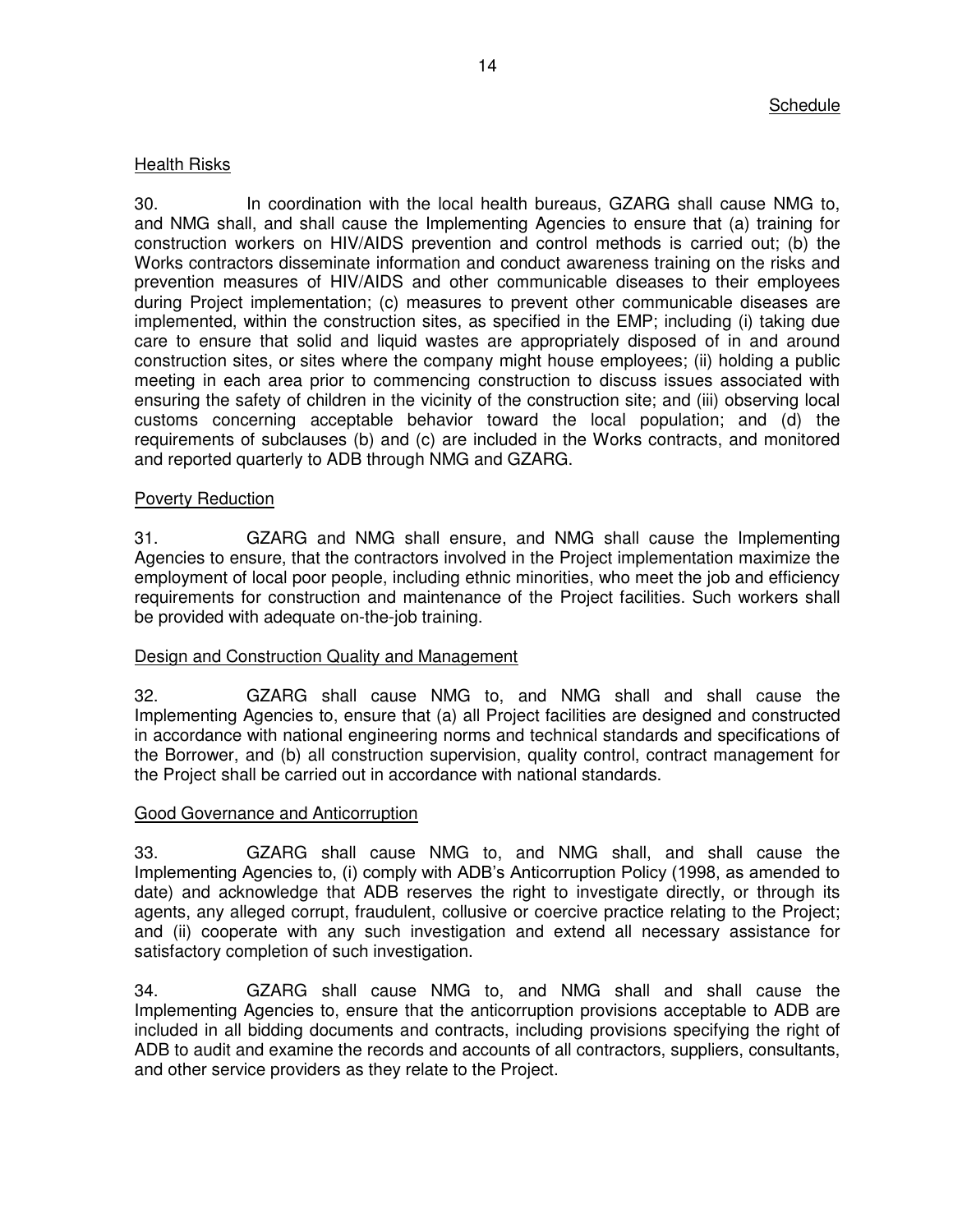Schedule

## Health Risks

30. In coordination with the local health bureaus, GZARG shall cause NMG to, and NMG shall, and shall cause the Implementing Agencies to ensure that (a) training for construction workers on HIV/AIDS prevention and control methods is carried out; (b) the Works contractors disseminate information and conduct awareness training on the risks and prevention measures of HIV/AIDS and other communicable diseases to their employees during Project implementation; (c) measures to prevent other communicable diseases are implemented, within the construction sites, as specified in the EMP; including (i) taking due care to ensure that solid and liquid wastes are appropriately disposed of in and around construction sites, or sites where the company might house employees; (ii) holding a public meeting in each area prior to commencing construction to discuss issues associated with ensuring the safety of children in the vicinity of the construction site; and (iii) observing local customs concerning acceptable behavior toward the local population; and (d) the requirements of subclauses (b) and (c) are included in the Works contracts, and monitored and reported quarterly to ADB through NMG and GZARG.

## Poverty Reduction

31. GZARG and NMG shall ensure, and NMG shall cause the Implementing Agencies to ensure, that the contractors involved in the Project implementation maximize the employment of local poor people, including ethnic minorities, who meet the job and efficiency requirements for construction and maintenance of the Project facilities. Such workers shall be provided with adequate on-the-job training.

## Design and Construction Quality and Management

32. GZARG shall cause NMG to, and NMG shall and shall cause the Implementing Agencies to, ensure that (a) all Project facilities are designed and constructed in accordance with national engineering norms and technical standards and specifications of the Borrower, and (b) all construction supervision, quality control, contract management for the Project shall be carried out in accordance with national standards.

## Good Governance and Anticorruption

33. GZARG shall cause NMG to, and NMG shall, and shall cause the Implementing Agencies to, (i) comply with ADB's Anticorruption Policy (1998, as amended to date) and acknowledge that ADB reserves the right to investigate directly, or through its agents, any alleged corrupt, fraudulent, collusive or coercive practice relating to the Project; and (ii) cooperate with any such investigation and extend all necessary assistance for satisfactory completion of such investigation.

34. GZARG shall cause NMG to, and NMG shall and shall cause the Implementing Agencies to, ensure that the anticorruption provisions acceptable to ADB are included in all bidding documents and contracts, including provisions specifying the right of ADB to audit and examine the records and accounts of all contractors, suppliers, consultants, and other service providers as they relate to the Project.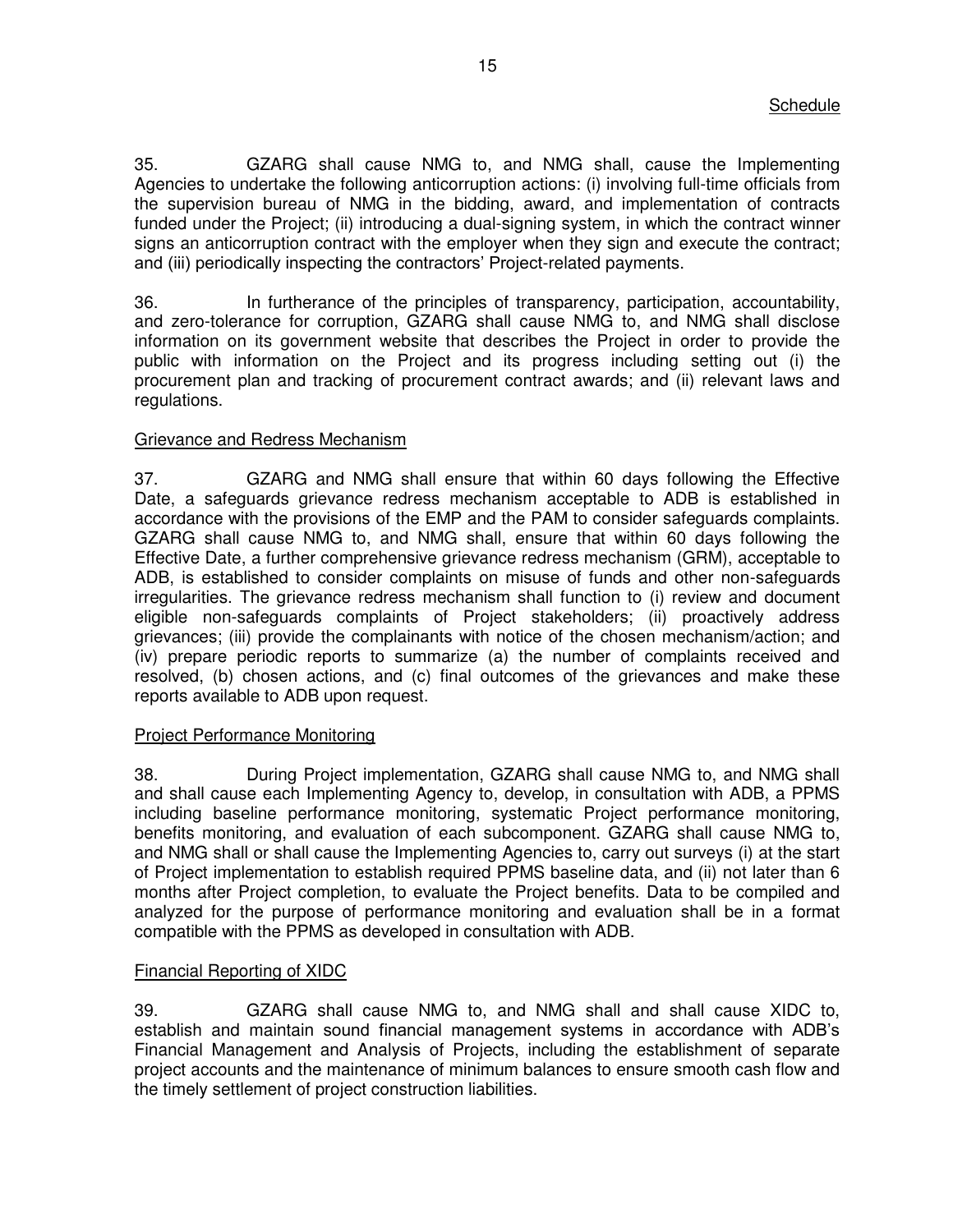35. GZARG shall cause NMG to, and NMG shall, cause the Implementing Agencies to undertake the following anticorruption actions: (i) involving full-time officials from the supervision bureau of NMG in the bidding, award, and implementation of contracts funded under the Project; (ii) introducing a dual-signing system, in which the contract winner signs an anticorruption contract with the employer when they sign and execute the contract; and (iii) periodically inspecting the contractors' Project-related payments.

36. In furtherance of the principles of transparency, participation, accountability, and zero-tolerance for corruption, GZARG shall cause NMG to, and NMG shall disclose information on its government website that describes the Project in order to provide the public with information on the Project and its progress including setting out (i) the procurement plan and tracking of procurement contract awards; and (ii) relevant laws and regulations.

<u>Grievance and Redress Mechanism</u>

37. GZARG and NMG shall ensure that within 60 days following the Effective Date, a safeguards grievance redress mechanism acceptable to ADB is established in accordance with the provisions of the EMP and the PAM to consider safeguards complaints. GZARG shall cause NMG to, and NMG shall, ensure that within 60 days following the Effective Date, a further comprehensive grievance redress mechanism (GRM), acceptable to ADB, is established to consider complaints on misuse of funds and other non-safeguards irregularities. The grievance redress mechanism shall function to (i) review and document eligible non-safeguards complaints of Project stakeholders; (ii) proactively address grievances; (iii) provide the complainants with notice of the chosen mechanism/action; and (iv) prepare periodic reports to summarize (a) the number of complaints received and resolved, (b) chosen actions, and (c) final outcomes of the grievances and make these reports available to ADB upon request.

<u>Project Performance Monitoring</u>

38. During Project implementation, GZARG shall cause NMG to, and NMG shall and shall cause each Implementing Agency to, develop, in consultation with ADB, a PPMS including baseline performance monitoring, systematic Project performance monitoring, benefits monitoring, and evaluation of each subcomponent. GZARG shall cause NMG to, and NMG shall or shall cause the Implementing Agencies to, carry out surveys (i) at the start of Project implementation to establish required PPMS baseline data, and (ii) not later than 6 months after Project completion, to evaluate the Project benefits. Data to be compiled and analyzed for the purpose of performance monitoring and evaluation shall be in a format compatible with the PPMS as developed in consultation with ADB.

<u>Financial Reporting of XIDC</u>

39. GZARG shall cause NMG to, and NMG shall and shall cause XIDC to, establish and maintain sound financial management systems in accordance with ADB's Financial Management and Analysis of Projects, including the establishment of separate project accounts and the maintenance of minimum balances to ensure smooth cash flow and the timely settlement of project construction liabilities.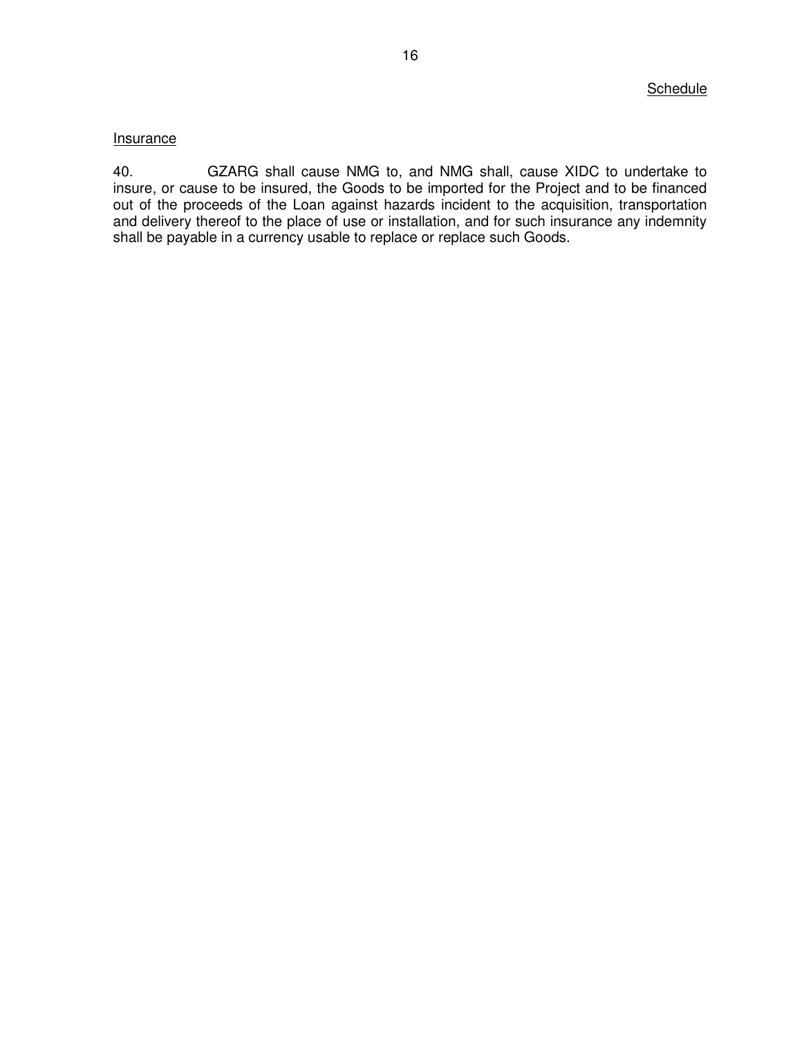Schedule

Insurance

40. GZARG shall cause NMG to, and NMG shall, cause XIDC to undertake to insure, or cause to be insured, the Goods to be imported for the Project and to be financed out of the proceeds of the Loan against hazards incident to the acquisition, transportation and delivery thereof to the place of use or installation, and for such insurance any indemnity shall be payable in a currency usable to replace or replace such Goods.